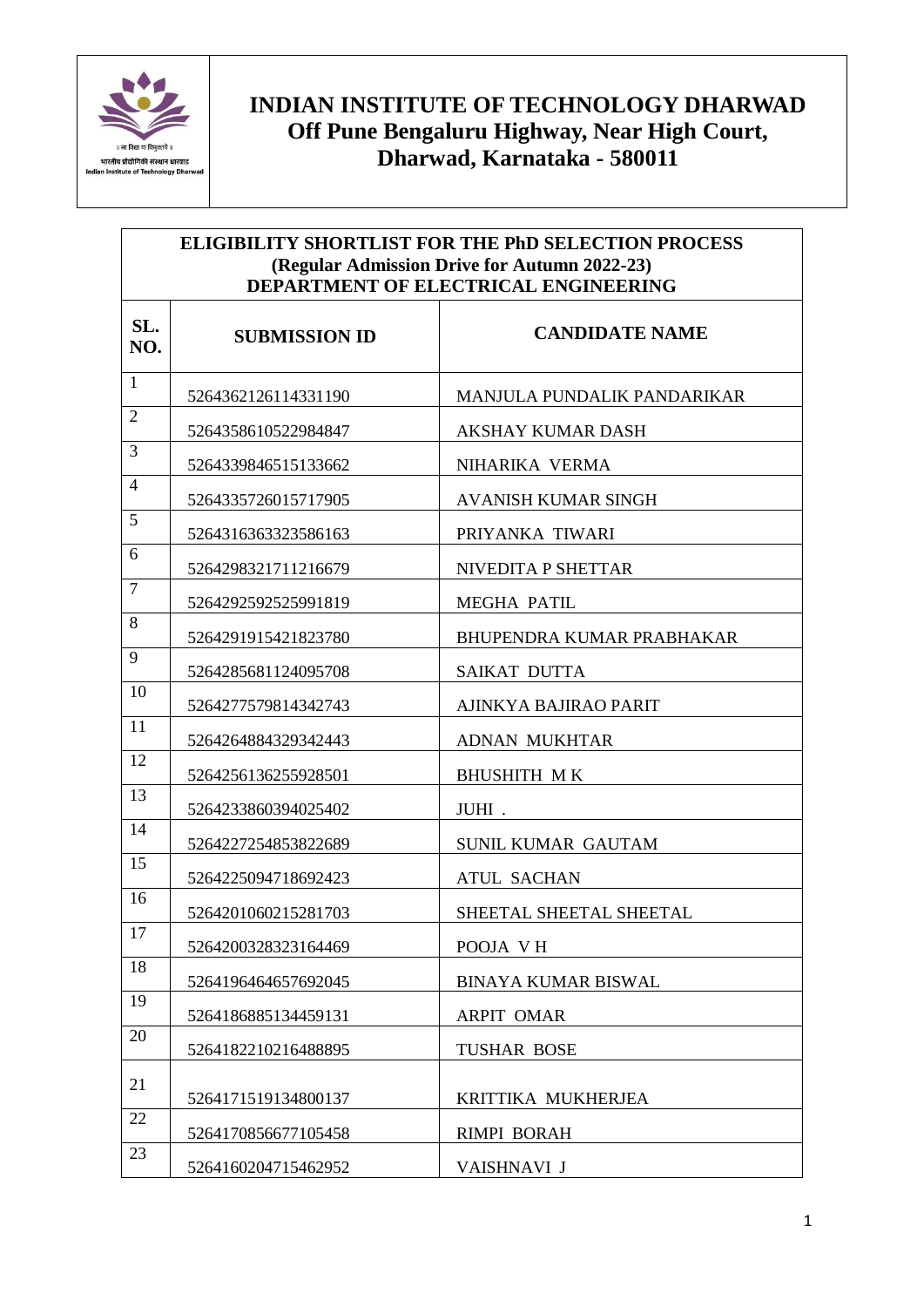# INDIAN INSTITUTE OF TECHNOLOGY DHARWAD
## Off Pune Bengaluru Highway, Near High Court, Dharwad, Karnataka - 580011

### ELIGIBILITY SHORTLIST FOR THE PhD SELECTION PROCESS
**(Regular Admission Drive for Autumn 2022-23)**
**DEPARTMENT OF ELECTRICAL ENGINEERING**

| SL. NO. | SUBMISSION ID | CANDIDATE NAME |
|---|---|---|
| 1 | 5264362126114331190 | MANJULA PUNDALIK PANDARIKAR |
| 2 | 5264358610522984847 | AKSHAY KUMAR DASH |
| 3 | 5264339846515133662 | NIHARIKA VERMA |
| 4 | 5264335726015717905 | AVANISH KUMAR SINGH |
| 5 | 5264316363323586163 | PRIYANKA TIWARI |
| 6 | 5264298321711216679 | NIVEDITA P SHETTAR |
| 7 | 5264292592525991819 | MEGHA PATIL |
| 8 | 5264291915421823780 | BHUPENDRA KUMAR PRABHAKAR |
| 9 | 5264285681124095708 | SAIKAT DUTTA |
| 10 | 5264277579814342743 | AJINKYA BAJIRAO PARIT |
| 11 | 5264264884329342443 | ADNAN MUKHTAR |
| 12 | 5264256136255928501 | BHUSHITH M K |
| 13 | 5264233860394025402 | JUHI . |
| 14 | 5264227254853822689 | SUNIL KUMAR GAUTAM |
| 15 | 5264225094718692423 | ATUL SACHAN |
| 16 | 5264201060215281703 | SHEETAL SHEETAL SHEETAL |
| 17 | 5264200328323164469 | POOJA V H |
| 18 | 5264196464657692045 | BINAYA KUMAR BISWAL |
| 19 | 5264186885134459131 | ARPIT OMAR |
| 20 | 5264182210216488895 | TUSHAR BOSE |
| 21 | 5264171519134800137 | KRITTIKA MUKHERJEA |
| 22 | 5264170856677105458 | RIMPI BORAH |
| 23 | 5264160204715462952 | VAISHNAVI J |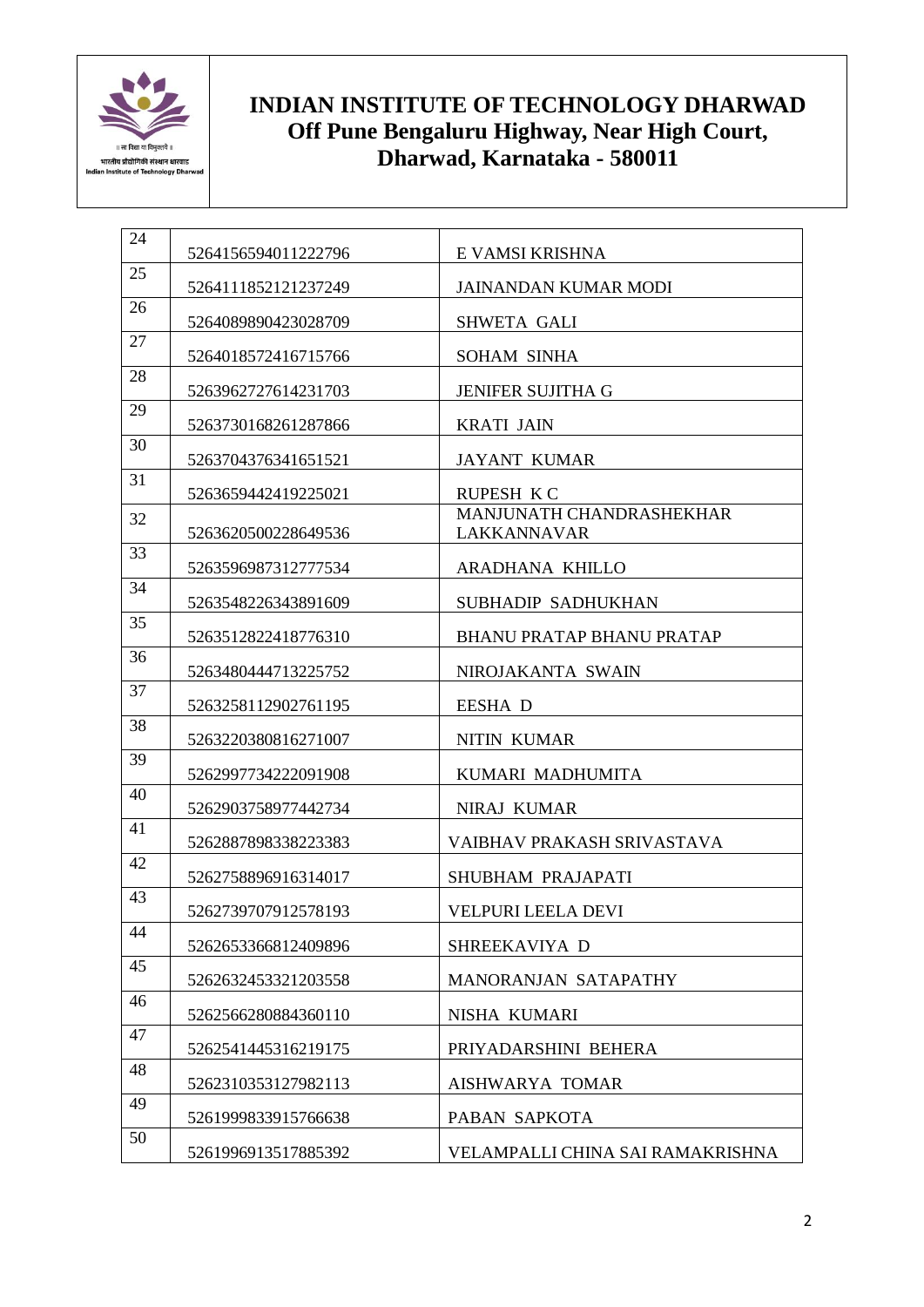# INDIAN INSTITUTE OF TECHNOLOGY DHARWAD
## Off Pune Bengaluru Highway, Near High Court, Dharwad, Karnataka - 580011

| | | |
|---|---|---|
| 24 | 5264156594011222796 | E VAMSI KRISHNA |
| 25 | 5264111852121237249 | JAINANDAN KUMAR MODI |
| 26 | 5264089890423028709 | SHWETA GALI |
| 27 | 5264018572416715766 | SOHAM SINHA |
| 28 | 5263962727614231703 | JENIFER SUJITHA G |
| 29 | 5263730168261287866 | KRATI JAIN |
| 30 | 5263704376341651521 | JAYANT KUMAR |
| 31 | 5263659442419225021 | RUPESH K C |
| 32 | 5263620500228649536 | MANJUNATH CHANDRASHEKHAR LAKKANNAVAR |
| 33 | 5263596987312777534 | ARADHANA KHILLO |
| 34 | 5263548226343891609 | SUBHADIP SADHUKHAN |
| 35 | 5263512822418776310 | BHANU PRATAP BHANU PRATAP |
| 36 | 5263480444713225752 | NIROJAKANTA SWAIN |
| 37 | 5263258112902761195 | EESHA D |
| 38 | 5263220380816271007 | NITIN KUMAR |
| 39 | 5262997734222091908 | KUMARI MADHUMITA |
| 40 | 5262903758977442734 | NIRAJ KUMAR |
| 41 | 5262887898338223383 | VAIBHAV PRAKASH SRIVASTAVA |
| 42 | 5262758896916314017 | SHUBHAM PRAJAPATI |
| 43 | 5262739707912578193 | VELPURI LEELA DEVI |
| 44 | 5262653366812409896 | SHREEKAVIYA D |
| 45 | 5262632453321203558 | MANORANJAN SATAPATHY |
| 46 | 5262566280884360110 | NISHA KUMARI |
| 47 | 5262541445316219175 | PRIYADARSHINI BEHERA |
| 48 | 5262310353127982113 | AISHWARYA TOMAR |
| 49 | 5261999833915766638 | PABAN SAPKOTA |
| 50 | 5261996913517885392 | VELAMPALLI CHINA SAI RAMAKRISHNA |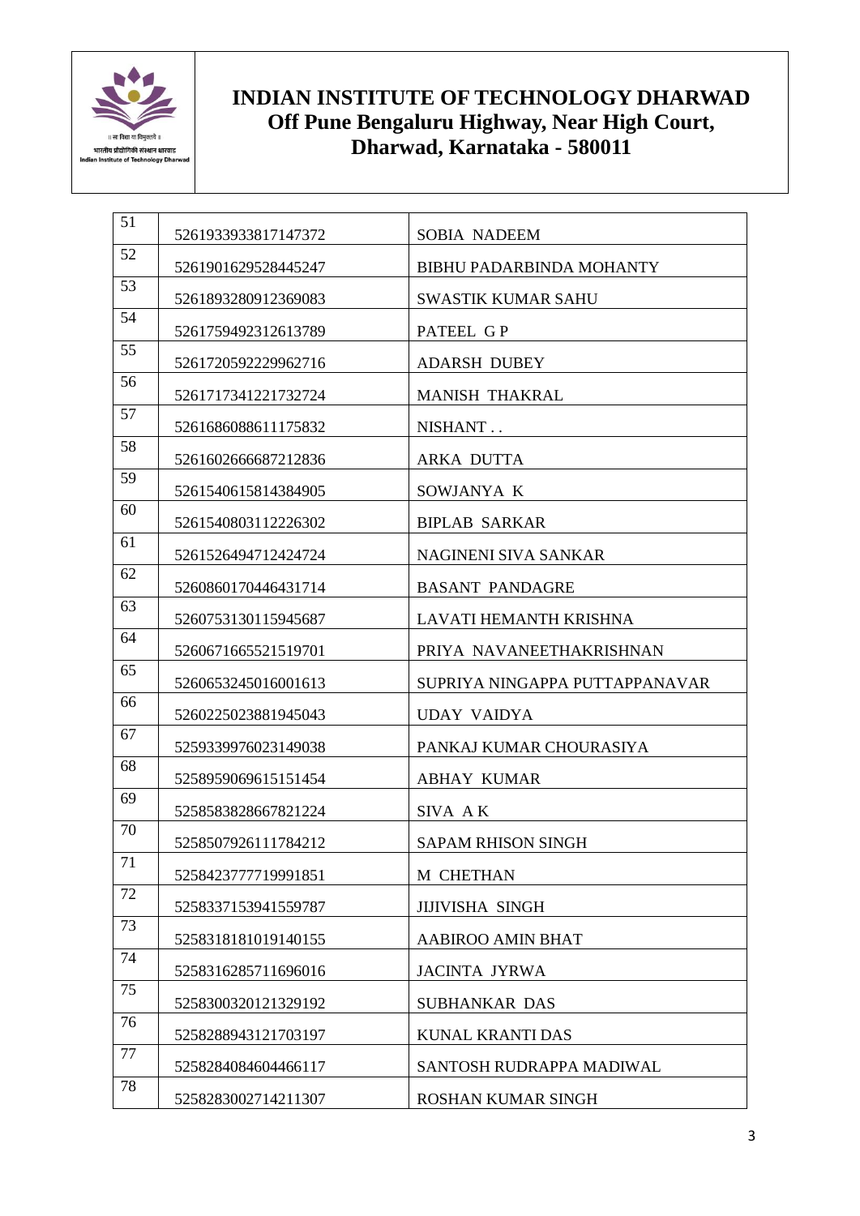# INDIAN INSTITUTE OF TECHNOLOGY DHARWAD
## Off Pune Bengaluru Highway, Near High Court, Dharwad, Karnataka - 580011

| 51 | 5261933933817147372 | SOBIA NADEEM |
|---|---|---|
| 52 | 5261901629528445247 | BIBHU PADARBINDA MOHANTY |
| 53 | 5261893280912369083 | SWASTIK KUMAR SAHU |
| 54 | 5261759492312613789 | PATEEL G P |
| 55 | 5261720592229962716 | ADARSH DUBEY |
| 56 | 5261717341221732724 | MANISH THAKRAL |
| 57 | 5261686088611175832 | NISHANT . . |
| 58 | 5261602666687212836 | ARKA DUTTA |
| 59 | 5261540615814384905 | SOWJANYA K |
| 60 | 5261540803112226302 | BIPLAB SARKAR |
| 61 | 5261526494712424724 | NAGINENI SIVA SANKAR |
| 62 | 5260860170446431714 | BASANT PANDAGRE |
| 63 | 5260753130115945687 | LAVATI HEMANTH KRISHNA |
| 64 | 5260671665521519701 | PRIYA NAVANEETHAKRISHNAN |
| 65 | 5260653245016001613 | SUPRIYA NINGAPPA PUTTAPPANAVAR |
| 66 | 5260225023881945043 | UDAY VAIDYA |
| 67 | 5259339976023149038 | PANKAJ KUMAR CHOURASIYA |
| 68 | 5258959069615151454 | ABHAY KUMAR |
| 69 | 5258583828667821224 | SIVA A K |
| 70 | 5258507926111784212 | SAPAM RHISON SINGH |
| 71 | 5258423777719991851 | M CHETHAN |
| 72 | 5258337153941559787 | JIJIVISHA SINGH |
| 73 | 5258318181019140155 | AABIROO AMIN BHAT |
| 74 | 5258316285711696016 | JACINTA JYRWA |
| 75 | 5258300320121329192 | SUBHANKAR DAS |
| 76 | 5258288943121703197 | KUNAL KRANTI DAS |
| 77 | 5258284084604466117 | SANTOSH RUDRAPPA MADIWAL |
| 78 | 5258283002714211307 | ROSHAN KUMAR SINGH |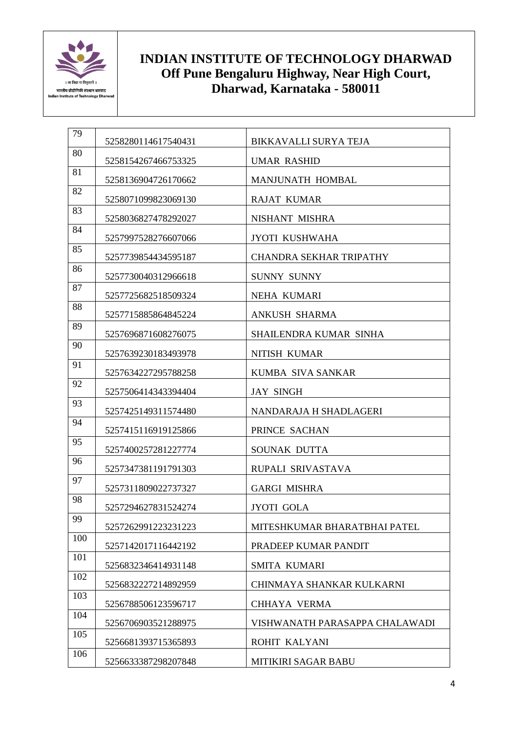# INDIAN INSTITUTE OF TECHNOLOGY DHARWAD
## Off Pune Bengaluru Highway, Near High Court, Dharwad, Karnataka - 580011

| | | |
|---|---|---|
| 79 | 5258280114617540431 | BIKKAVALLI SURYA TEJA |
| 80 | 5258154267466753325 | UMAR RASHID |
| 81 | 5258136904726170662 | MANJUNATH HOMBAL |
| 82 | 5258071099823069130 | RAJAT KUMAR |
| 83 | 5258036827478292027 | NISHANT MISHRA |
| 84 | 5257997528276607066 | JYOTI KUSHWAHA |
| 85 | 5257739854434595187 | CHANDRA SEKHAR TRIPATHY |
| 86 | 5257730040312966618 | SUNNY SUNNY |
| 87 | 5257725682518509324 | NEHA KUMARI |
| 88 | 5257715885864845224 | ANKUSH SHARMA |
| 89 | 5257696871608276075 | SHAILENDRA KUMAR SINHA |
| 90 | 5257639230183493978 | NITISH KUMAR |
| 91 | 5257634227295788258 | KUMBA SIVA SANKAR |
| 92 | 5257506414343394404 | JAY SINGH |
| 93 | 5257425149311574480 | NANDARAJA H SHADLAGERI |
| 94 | 5257415116919125866 | PRINCE SACHAN |
| 95 | 5257400257281227774 | SOUNAK DUTTA |
| 96 | 5257347381191791303 | RUPALI SRIVASTAVA |
| 97 | 5257311809022737327 | GARGI MISHRA |
| 98 | 5257294627831524274 | JYOTI GOLA |
| 99 | 5257262991223231223 | MITESHKUMAR BHARATBHAI PATEL |
| 100 | 5257142017116442192 | PRADEEP KUMAR PANDIT |
| 101 | 5256832346414931148 | SMITA KUMARI |
| 102 | 5256832227214892959 | CHINMAYA SHANKAR KULKARNI |
| 103 | 5256788506123596717 | CHHAYA VERMA |
| 104 | 5256706903521288975 | VISHWANATH PARASAPPA CHALAWADI |
| 105 | 5256681393715365893 | ROHIT KALYANI |
| 106 | 5256633387298207848 | MITIKIRI SAGAR BABU |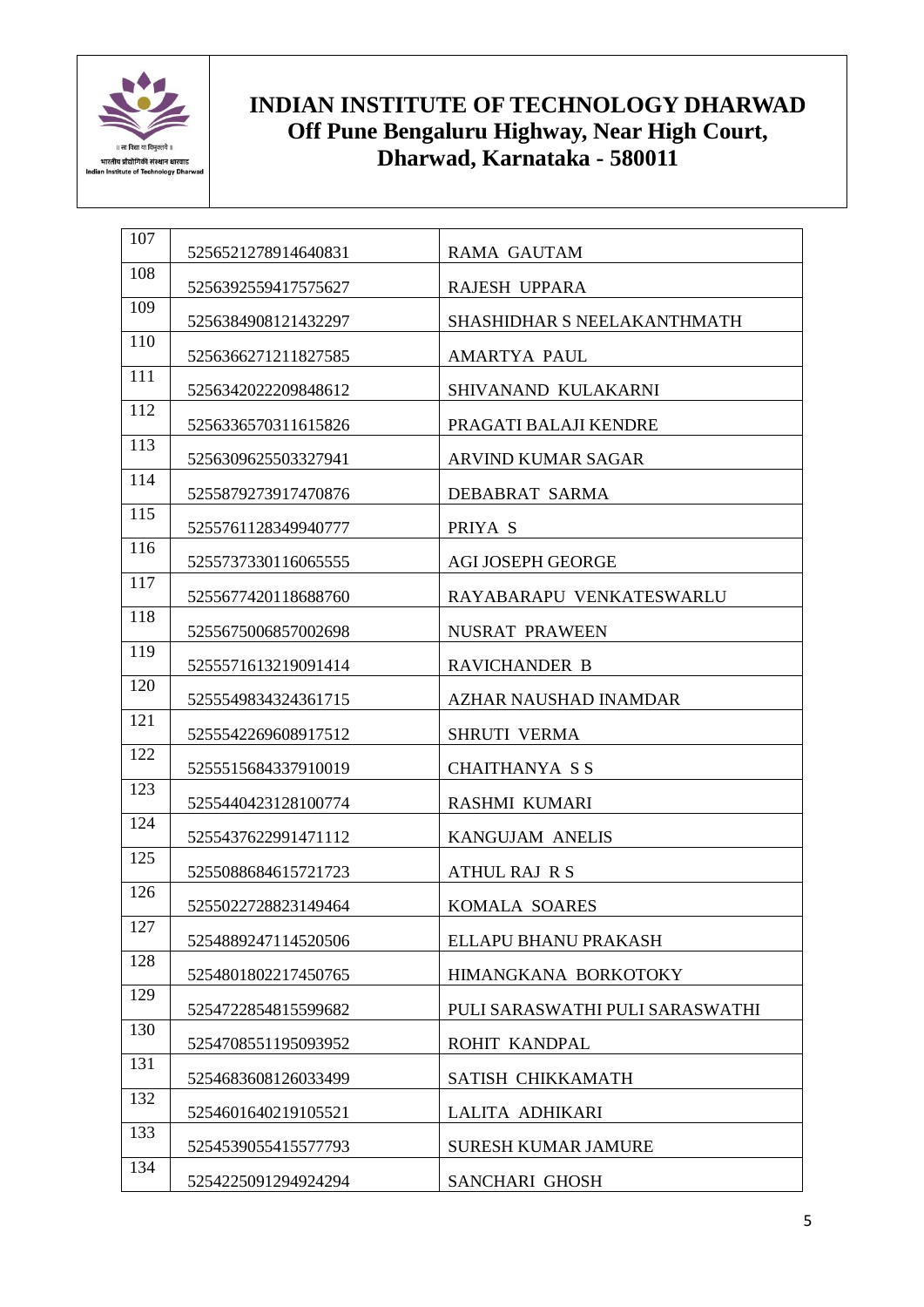# INDIAN INSTITUTE OF TECHNOLOGY DHARWAD
## Off Pune Bengaluru Highway, Near High Court, Dharwad, Karnataka - 580011

| | | |
|---|---|---|
| 107 | 5256521278914640831 | RAMA GAUTAM |
| 108 | 5256392559417575627 | RAJESH UPPARA |
| 109 | 5256384908121432297 | SHASHIDHAR S NEELAKANTHMATH |
| 110 | 5256366271211827585 | AMARTYA PAUL |
| 111 | 5256342022209848612 | SHIVANAND KULAKARNI |
| 112 | 5256336570311615826 | PRAGATI BALAJI KENDRE |
| 113 | 5256309625503327941 | ARVIND KUMAR SAGAR |
| 114 | 5255879273917470876 | DEBABRAT SARMA |
| 115 | 5255761128349940777 | PRIYA S |
| 116 | 5255737330116065555 | AGI JOSEPH GEORGE |
| 117 | 5255677420118688760 | RAYABARAPU VENKATESWARLU |
| 118 | 5255675006857002698 | NUSRAT PRAWEEN |
| 119 | 5255571613219091414 | RAVICHANDER B |
| 120 | 5255549834324361715 | AZHAR NAUSHAD INAMDAR |
| 121 | 5255542269608917512 | SHRUTI VERMA |
| 122 | 5255515684337910019 | CHAITHANYA S S |
| 123 | 5255440423128100774 | RASHMI KUMARI |
| 124 | 5255437622991471112 | KANGUJAM ANELIS |
| 125 | 5255088684615721723 | ATHUL RAJ R S |
| 126 | 5255022728823149464 | KOMALA SOARES |
| 127 | 5254889247114520506 | ELLAPU BHANU PRAKASH |
| 128 | 5254801802217450765 | HIMANGKANA BORKOTOKY |
| 129 | 5254722854815599682 | PULI SARASWATHI PULI SARASWATHI |
| 130 | 5254708551195093952 | ROHIT KANDPAL |
| 131 | 5254683608126033499 | SATISH CHIKKAMATH |
| 132 | 5254601640219105521 | LALITA ADHIKARI |
| 133 | 5254539055415577793 | SURESH KUMAR JAMURE |
| 134 | 5254225091294924294 | SANCHARI GHOSH |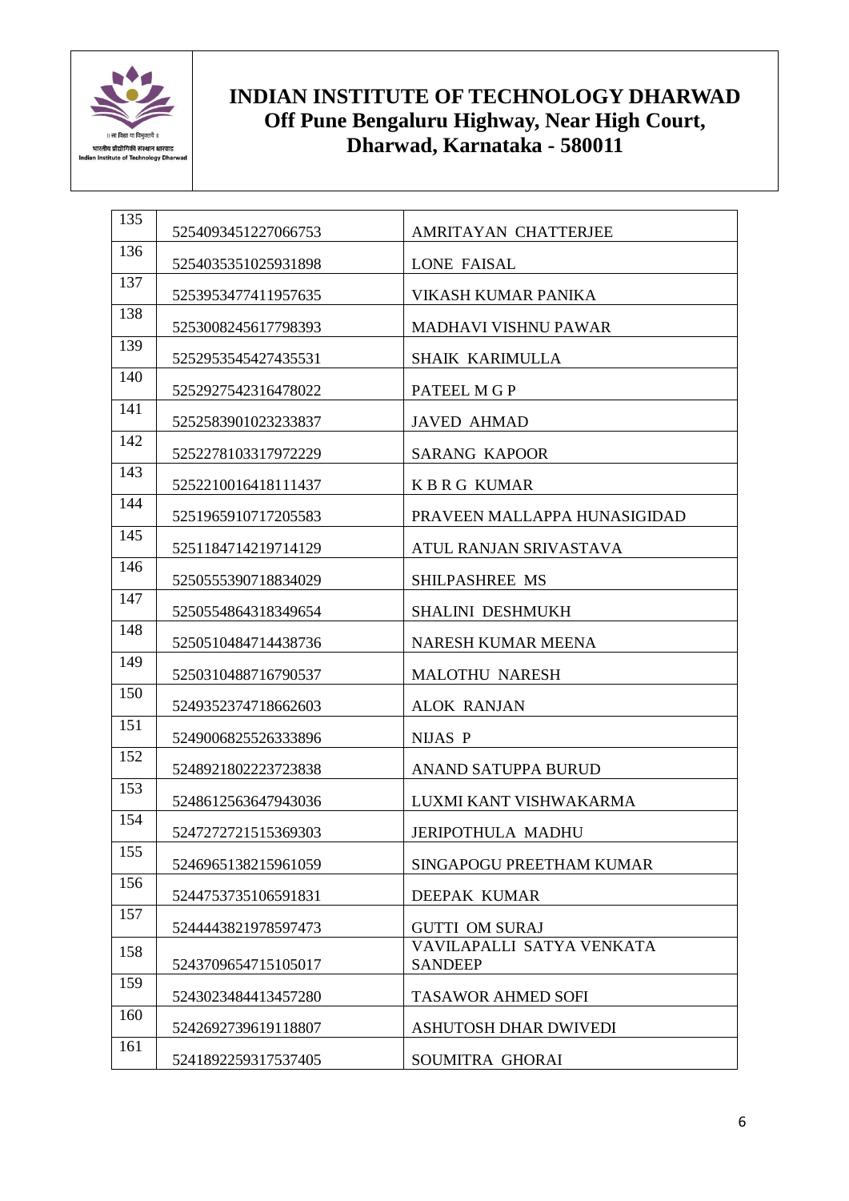# INDIAN INSTITUTE OF TECHNOLOGY DHARWAD
## Off Pune Bengaluru Highway, Near High Court, Dharwad, Karnataka - 580011

| | | |
|---|---|---|
| 135 | 5254093451227066753 | AMRITAYAN CHATTERJEE |
| 136 | 5254035351025931898 | LONE FAISAL |
| 137 | 5253953477411957635 | VIKASH KUMAR PANIKA |
| 138 | 5253008245617798393 | MADHAVI VISHNU PAWAR |
| 139 | 5252953545427435531 | SHAIK KARIMULLA |
| 140 | 5252927542316478022 | PATEEL M G P |
| 141 | 5252583901023233837 | JAVED AHMAD |
| 142 | 5252278103317972229 | SARANG KAPOOR |
| 143 | 5252210016418111437 | K B R G KUMAR |
| 144 | 5251965910717205583 | PRAVEEN MALLAPPA HUNASIGIDAD |
| 145 | 5251184714219714129 | ATUL RANJAN SRIVASTAVA |
| 146 | 5250555390718834029 | SHILPASHREE MS |
| 147 | 5250554864318349654 | SHALINI DESHMUKH |
| 148 | 5250510484714438736 | NARESH KUMAR MEENA |
| 149 | 5250310488716790537 | MALOTHU NARESH |
| 150 | 5249352374718662603 | ALOK RANJAN |
| 151 | 5249006825526333896 | NIJAS P |
| 152 | 5248921802223723838 | ANAND SATUPPA BURUD |
| 153 | 5248612563647943036 | LUXMI KANT VISHWAKARMA |
| 154 | 5247272721515369303 | JERIPOTHULA MADHU |
| 155 | 5246965138215961059 | SINGAPOGU PREETHAM KUMAR |
| 156 | 5244753735106591831 | DEEPAK KUMAR |
| 157 | 5244443821978597473 | GUTTI OM SURAJ |
| 158 | 5243709654715105017 | VAVILAPALLI SATYA VENKATA SANDEEP |
| 159 | 5243023484413457280 | TASAWOR AHMED SOFI |
| 160 | 5242692739619118807 | ASHUTOSH DHAR DWIVEDI |
| 161 | 5241892259317537405 | SOUMITRA GHORAI |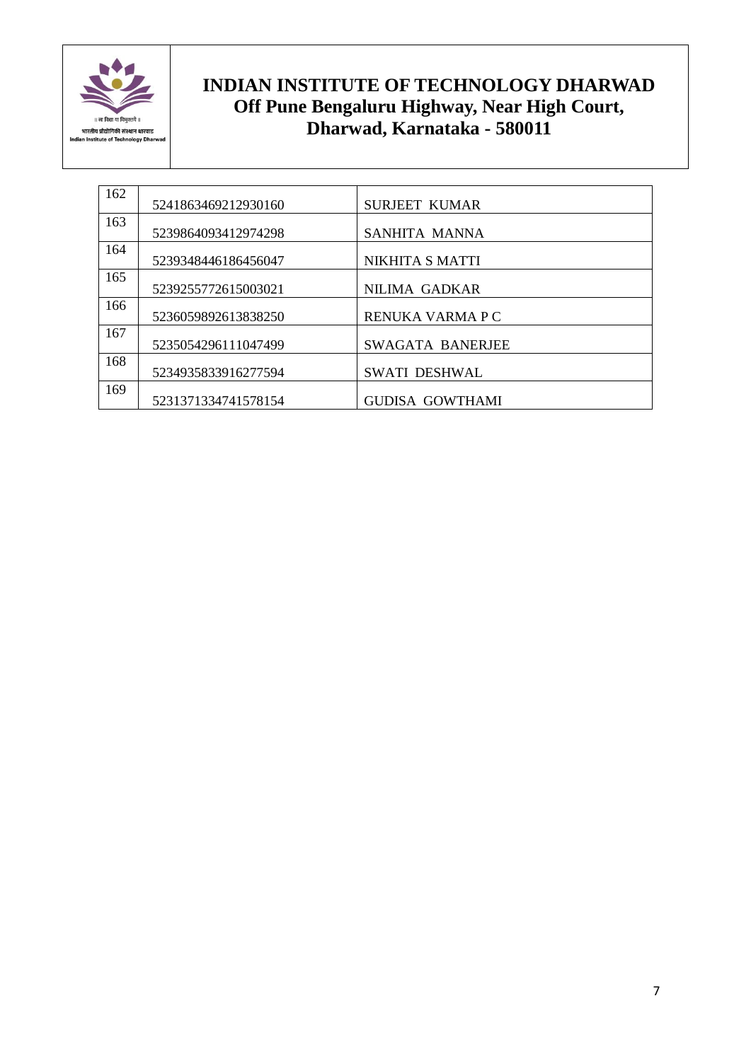# INDIAN INSTITUTE OF TECHNOLOGY DHARWAD
## Off Pune Bengaluru Highway, Near High Court, Dharwad, Karnataka - 580011

| | | |
|---|---|---|
| 162 | 5241863469212930160 | SURJEET KUMAR |
| 163 | 5239864093412974298 | SANHITA MANNA |
| 164 | 5239348446186456047 | NIKHITA S MATTI |
| 165 | 5239255772615003021 | NILIMA GADKAR |
| 166 | 5236059892613838250 | RENUKA VARMA P C |
| 167 | 5235054296111047499 | SWAGATA BANERJEE |
| 168 | 5234935833916277594 | SWATI DESHWAL |
| 169 | 5231371334741578154 | GUDISA GOWTHAMI |